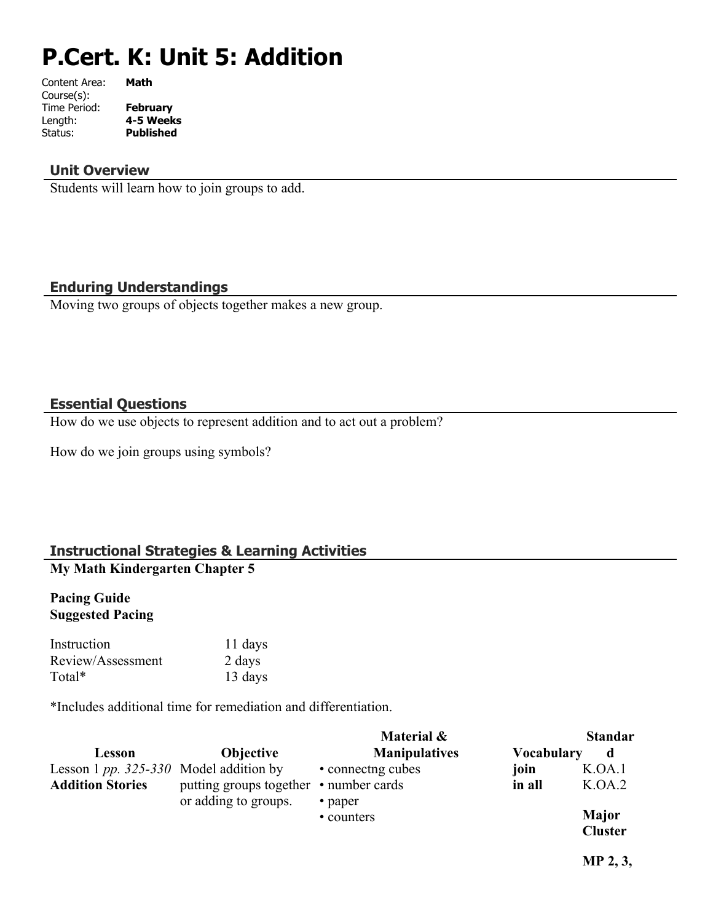# P.Cert. K: Unit 5: Addition

Content Area: **Math**
Course(s):
Time Period: **February**
Length: **4-5 Weeks**
Status: **Published**

## Unit Overview

Students will learn how to join groups to add.

## Enduring Understandings

Moving two groups of objects together makes a new group.

## Essential Questions

How do we use objects to represent addition and to act out a problem?

How do we join groups using symbols?

## Instructional Strategies & Learning Activities

**My Math Kindergarten Chapter 5**

**Pacing Guide**
**Suggested Pacing**

| | |
|---|---|
| Instruction | 11 days |
| Review/Assessment | 2 days |
| Total* | 13 days |

*Includes additional time for remediation and differentiation.

| Lesson | Objective | Material & Manipulatives | Vocabulary | Standard |
|---|---|---|---|---|
| Lesson 1 *pp. 325-330* **Addition Stories** | Model addition by putting groups together or adding to groups. | • connectng cubes<br>• number cards<br>• paper<br>• counters | **join**<br>**in all** | K.OA.1<br>K.OA.2<br><br>**Major Cluster**<br><br>**MP 2, 3,** |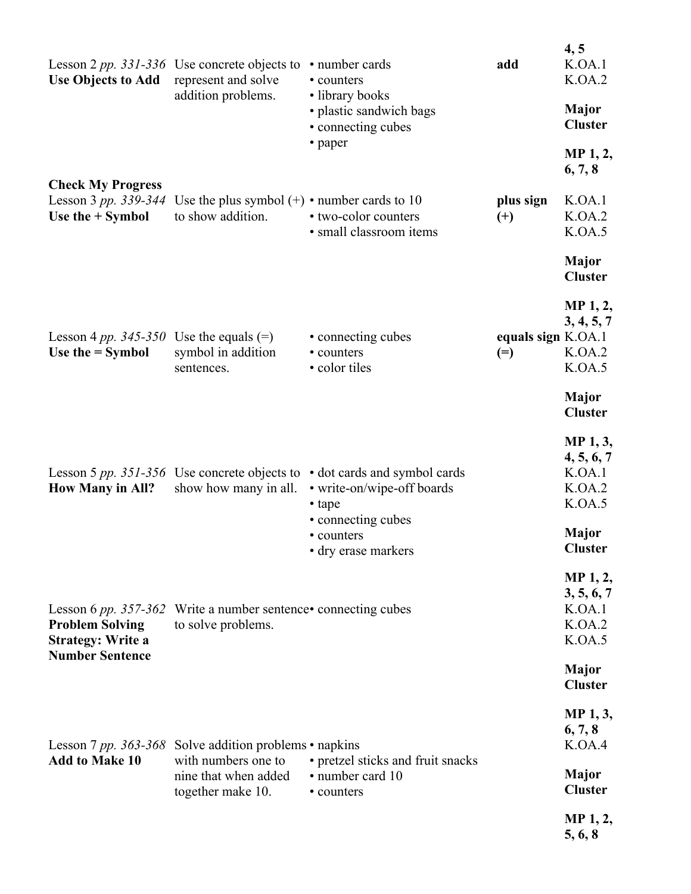| | | | | 4, 5 |
|---|---|---|---|---|
| Lesson 2 *pp. 331-336* **Use Objects to Add** | Use concrete objects to represent and solve addition problems. | • number cards<br>• counters<br>• library books<br>• plastic sandwich bags<br>• connecting cubes<br>• paper | **add** | K.OA.1<br>K.OA.2<br><br>**Major Cluster**<br><br>**MP 1, 2, 6, 7, 8** |
| **Check My Progress** | | | | |
| Lesson 3 *pp. 339-344* **Use the + Symbol** | Use the plus symbol (+) to show addition. | • number cards to 10<br>• two-color counters<br>• small classroom items | **plus sign (+)** | K.OA.1<br>K.OA.2<br>K.OA.5<br><br>**Major Cluster**<br><br>**MP 1, 2, 3, 4, 5, 7** |
| Lesson 4 *pp. 345-350* **Use the = Symbol** | Use the equals (=) symbol in addition sentences. | • connecting cubes<br>• counters<br>• color tiles | **equals sign (=)** | K.OA.1<br>K.OA.2<br>K.OA.5<br><br>**Major Cluster**<br><br>**MP 1, 3, 4, 5, 6, 7** |
| Lesson 5 *pp. 351-356* **How Many in All?** | Use concrete objects to show how many in all. | • dot cards and symbol cards<br>• write-on/wipe-off boards<br>• tape<br>• connecting cubes<br>• counters<br>• dry erase markers | | K.OA.1<br>K.OA.2<br>K.OA.5<br><br>**Major Cluster**<br><br>**MP 1, 2, 3, 5, 6, 7** |
| Lesson 6 *pp. 357-362* **Problem Solving Strategy: Write a Number Sentence** | Write a number sentence to solve problems. | • connecting cubes | | K.OA.1<br>K.OA.2<br>K.OA.5<br><br>**Major Cluster**<br><br>**MP 1, 3, 6, 7, 8** |
| Lesson 7 *pp. 363-368* **Add to Make 10** | Solve addition problems with numbers one to nine that when added together make 10. | • napkins<br>• pretzel sticks and fruit snacks<br>• number card 10<br>• counters | | K.OA.4<br><br>**Major Cluster**<br><br>**MP 1, 2, 5, 6, 8** |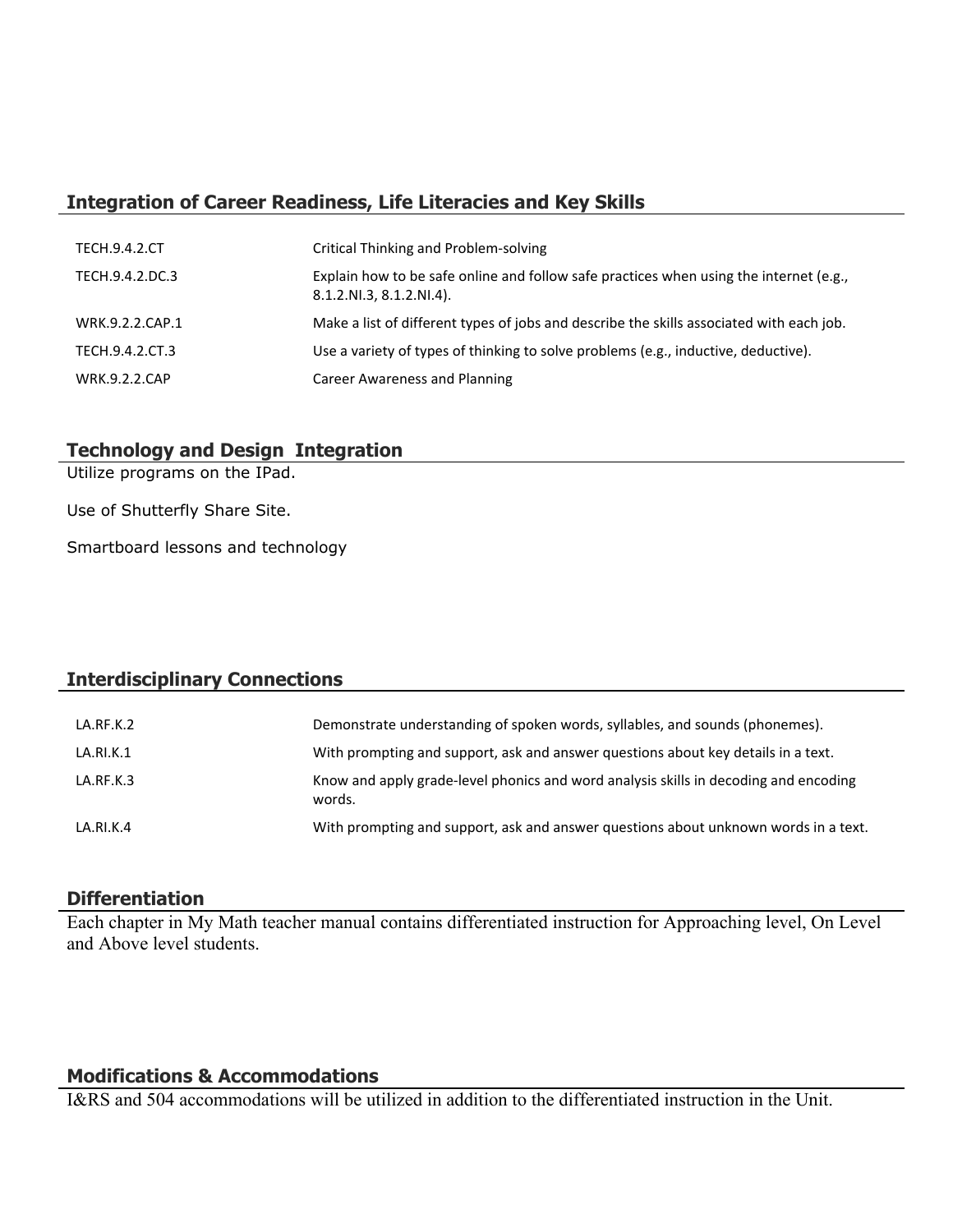## Integration of Career Readiness, Life Literacies and Key Skills

| | |
|---|---|
| TECH.9.4.2.CT | Critical Thinking and Problem-solving |
| TECH.9.4.2.DC.3 | Explain how to be safe online and follow safe practices when using the internet (e.g., 8.1.2.NI.3, 8.1.2.NI.4). |
| WRK.9.2.2.CAP.1 | Make a list of different types of jobs and describe the skills associated with each job. |
| TECH.9.4.2.CT.3 | Use a variety of types of thinking to solve problems (e.g., inductive, deductive). |
| WRK.9.2.2.CAP | Career Awareness and Planning |

## Technology and Design Integration

Utilize programs on the IPad.

Use of Shutterfly Share Site.

Smartboard lessons and technology

## Interdisciplinary Connections

| | |
|---|---|
| LA.RF.K.2 | Demonstrate understanding of spoken words, syllables, and sounds (phonemes). |
| LA.RI.K.1 | With prompting and support, ask and answer questions about key details in a text. |
| LA.RF.K.3 | Know and apply grade-level phonics and word analysis skills in decoding and encoding words. |
| LA.RI.K.4 | With prompting and support, ask and answer questions about unknown words in a text. |

## Differentiation

Each chapter in My Math teacher manual contains differentiated instruction for Approaching level, On Level and Above level students.

## Modifications & Accommodations

I&RS and 504 accommodations will be utilized in addition to the differentiated instruction in the Unit.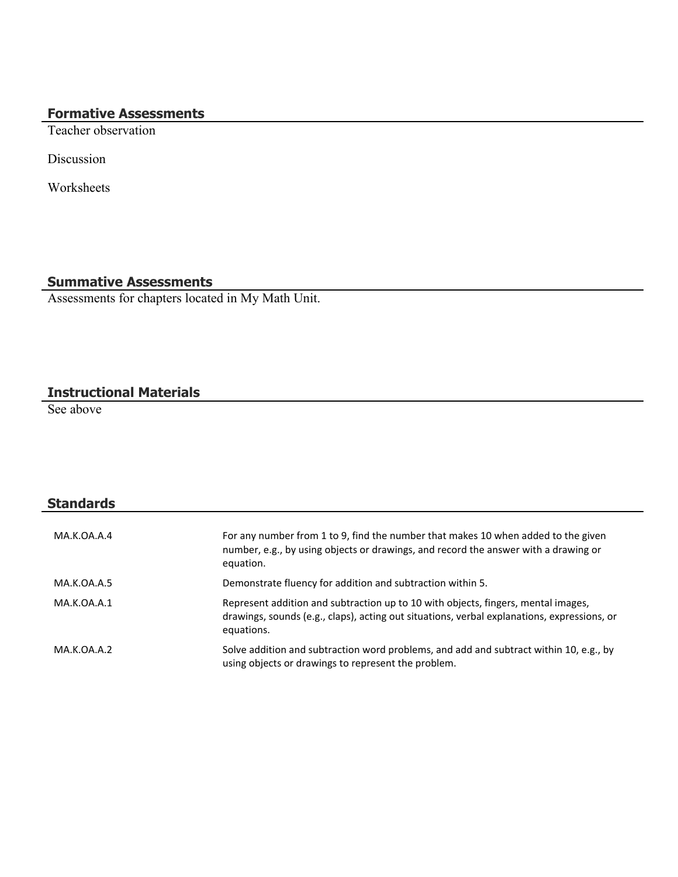### Formative Assessments

Teacher observation

Discussion

Worksheets

### Summative Assessments

Assessments for chapters located in My Math Unit.

### Instructional Materials

See above

### Standards

| | |
|---|---|
| MA.K.OA.A.4 | For any number from 1 to 9, find the number that makes 10 when added to the given number, e.g., by using objects or drawings, and record the answer with a drawing or equation. |
| MA.K.OA.A.5 | Demonstrate fluency for addition and subtraction within 5. |
| MA.K.OA.A.1 | Represent addition and subtraction up to 10 with objects, fingers, mental images, drawings, sounds (e.g., claps), acting out situations, verbal explanations, expressions, or equations. |
| MA.K.OA.A.2 | Solve addition and subtraction word problems, and add and subtract within 10, e.g., by using objects or drawings to represent the problem. |